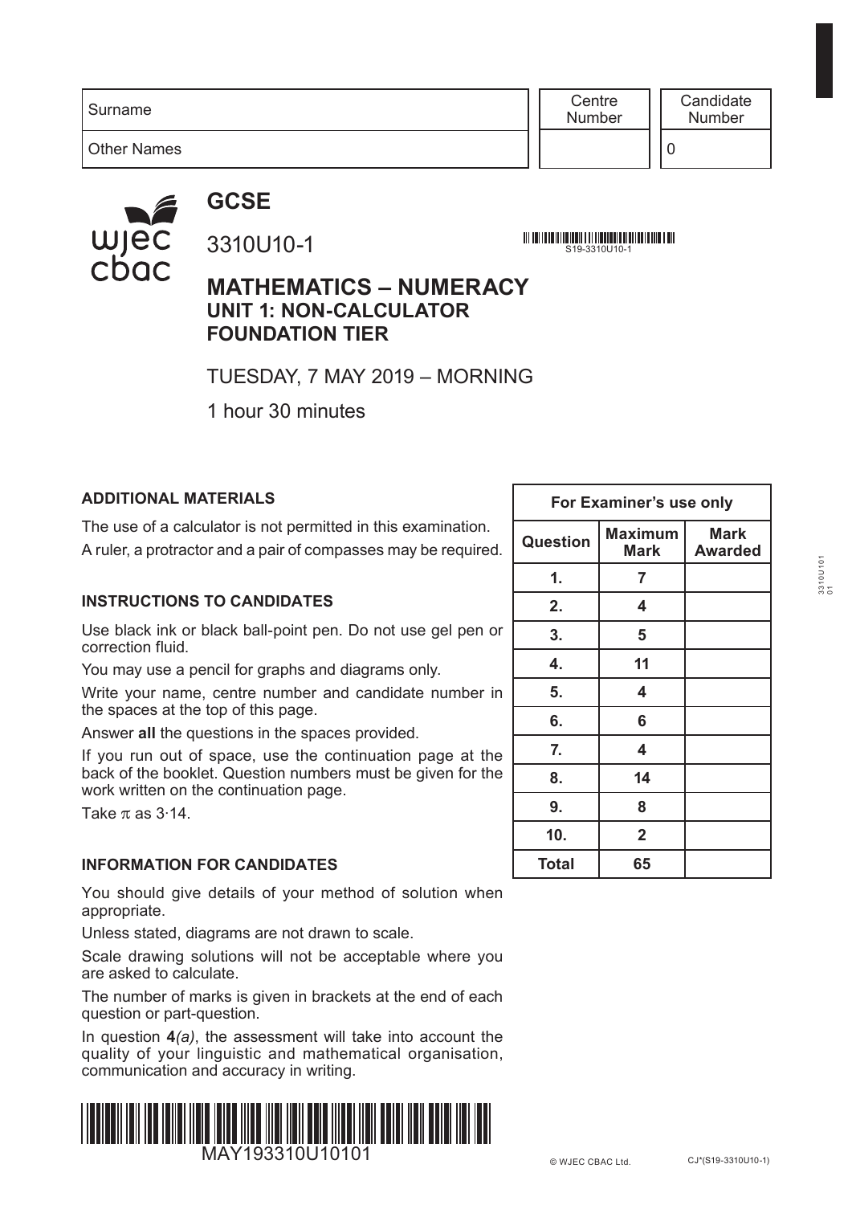| Surname | Centre Number | Candidate Number |
|---|---|---|
| Other Names | | 0 |

# GCSE

3310U10-1

S19-3310U10-1

## MATHEMATICS – NUMERACY
### UNIT 1: NON-CALCULATOR
### FOUNDATION TIER

TUESDAY, 7 MAY 2019 – MORNING

1 hour 30 minutes

**ADDITIONAL MATERIALS**

The use of a calculator is not permitted in this examination.
A ruler, a protractor and a pair of compasses may be required.

**INSTRUCTIONS TO CANDIDATES**

Use black ink or black ball-point pen. Do not use gel pen or correction fluid.

You may use a pencil for graphs and diagrams only.

Write your name, centre number and candidate number in the spaces at the top of this page.

Answer **all** the questions in the spaces provided.

If you run out of space, use the continuation page at the back of the booklet. Question numbers must be given for the work written on the continuation page.

Take $\pi$ as 3·14.

**INFORMATION FOR CANDIDATES**

You should give details of your method of solution when appropriate.

Unless stated, diagrams are not drawn to scale.

Scale drawing solutions will not be acceptable where you are asked to calculate.

The number of marks is given in brackets at the end of each question or part-question.

In question **4**(*a*), the assessment will take into account the quality of your linguistic and mathematical organisation, communication and accuracy in writing.

| For Examiner's use only | | |
|---|---|---|
| **Question** | **Maximum Mark** | **Mark Awarded** |
| **1.** | **7** | |
| **2.** | **4** | |
| **3.** | **5** | |
| **4.** | **11** | |
| **5.** | **4** | |
| **6.** | **6** | |
| **7.** | **4** | |
| **8.** | **14** | |
| **9.** | **8** | |
| **10.** | **2** | |
| **Total** | **65** | |

MAY193310U10101

© WJEC CBAC Ltd. CJ*(S19-3310U10-1)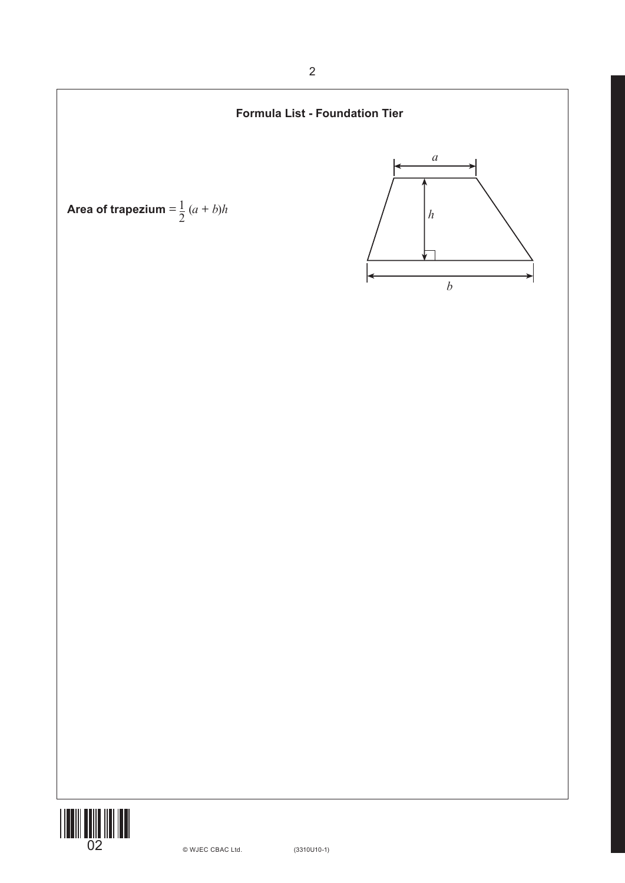## Formula List - Foundation Tier

**Area of trapezium** $= \frac{1}{2}(a + b)h$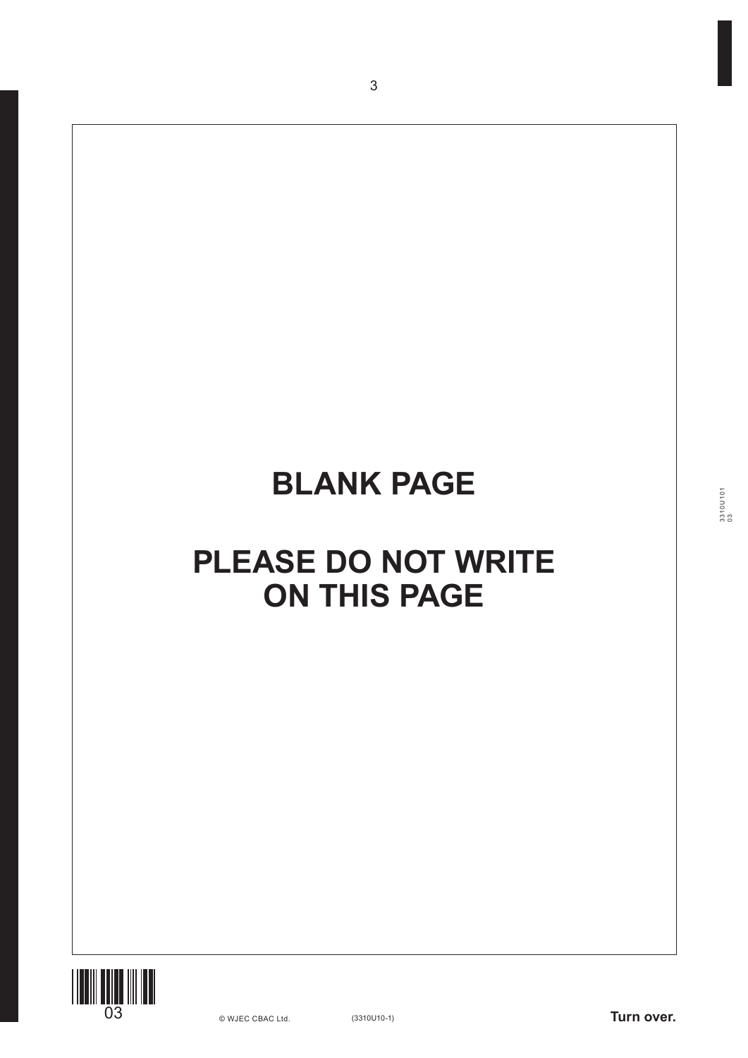**BLANK PAGE**

**PLEASE DO NOT WRITE ON THIS PAGE**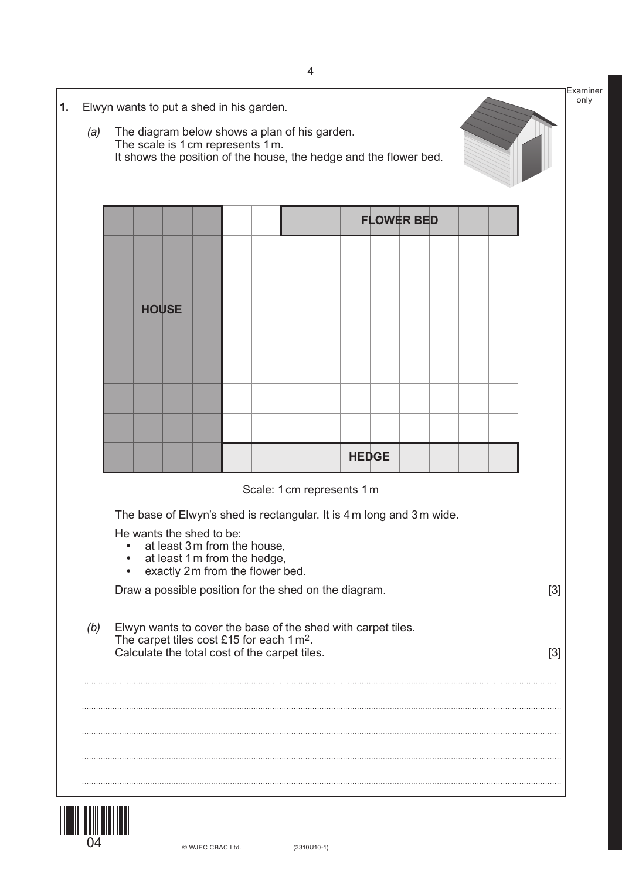**1.** Elwyn wants to put a shed in his garden.

*(a)* The diagram below shows a plan of his garden.
The scale is 1 cm represents 1 m.
It shows the position of the house, the hedge and the flower bed.

HOUSE

FLOWER BED

HEDGE

Scale: 1 cm represents 1 m

The base of Elwyn's shed is rectangular. It is 4 m long and 3 m wide.

He wants the shed to be:

- at least 3 m from the house,
- at least 1 m from the hedge,
- exactly 2 m from the flower bed.

Draw a possible position for the shed on the diagram. [3]

*(b)* Elwyn wants to cover the base of the shed with carpet tiles.
The carpet tiles cost £15 for each 1 $m^2$.
Calculate the total cost of the carpet tiles. [3]

..............................................................................................................................................................

..............................................................................................................................................................

..............................................................................................................................................................

..............................................................................................................................................................

..............................................................................................................................................................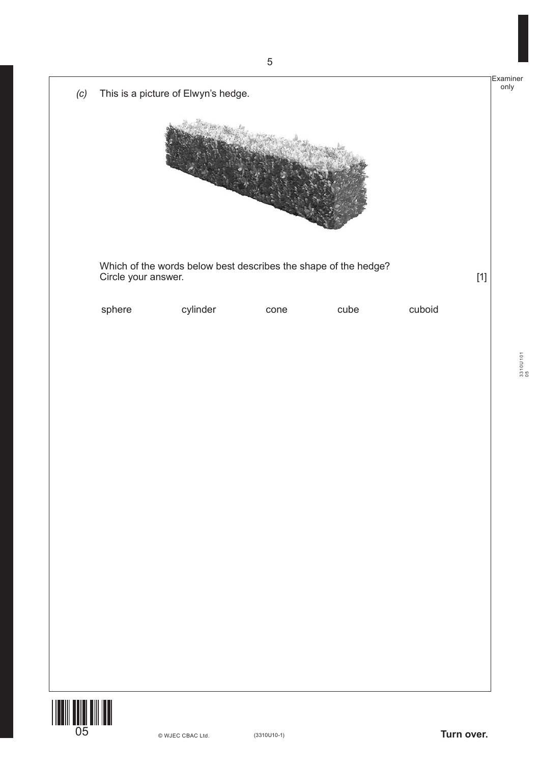*(c)* This is a picture of Elwyn's hedge.

Which of the words below best describes the shape of the hedge?
Circle your answer. [1]

sphere cylinder cone cube cuboid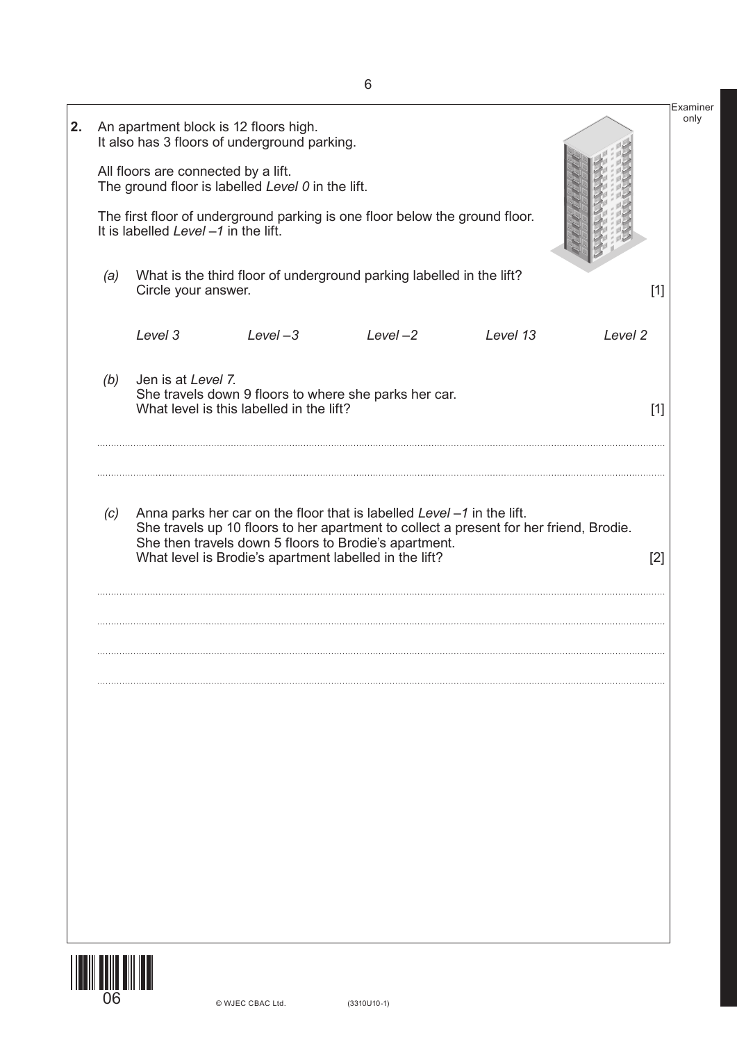**2.** An apartment block is 12 floors high.
It also has 3 floors of underground parking.

All floors are connected by a lift.
The ground floor is labelled *Level 0* in the lift.

The first floor of underground parking is one floor below the ground floor.
It is labelled *Level –1* in the lift.

*(a)* What is the third floor of underground parking labelled in the lift?
Circle your answer. [1]

*Level 3*    *Level –3*    *Level –2*    *Level 13*    *Level 2*

*(b)* Jen is at *Level 7*.
She travels down 9 floors to where she parks her car.
What level is this labelled in the lift? [1]

..............................................................................................................................................

..............................................................................................................................................

*(c)* Anna parks her car on the floor that is labelled *Level –1* in the lift.
She travels up 10 floors to her apartment to collect a present for her friend, Brodie.
She then travels down 5 floors to Brodie's apartment.
What level is Brodie's apartment labelled in the lift? [2]

..............................................................................................................................................

..............................................................................................................................................

..............................................................................................................................................

..............................................................................................................................................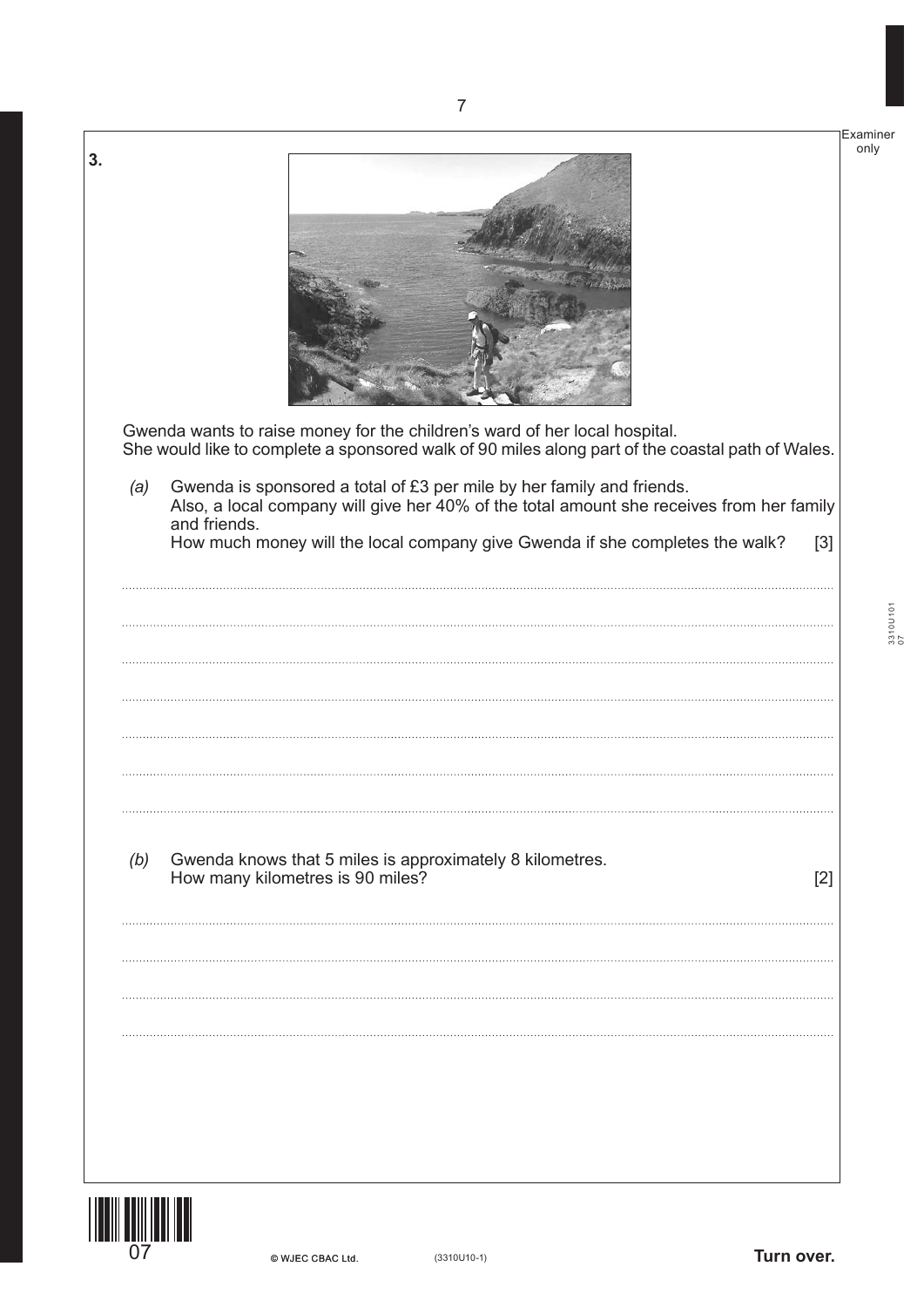**3.**

Gwenda wants to raise money for the children's ward of her local hospital.
She would like to complete a sponsored walk of 90 miles along part of the coastal path of Wales.

*(a)* Gwenda is sponsored a total of £3 per mile by her family and friends.
Also, a local company will give her 40% of the total amount she receives from her family and friends.
How much money will the local company give Gwenda if she completes the walk? [3]

*(b)* Gwenda knows that 5 miles is approximately 8 kilometres.
How many kilometres is 90 miles? [2]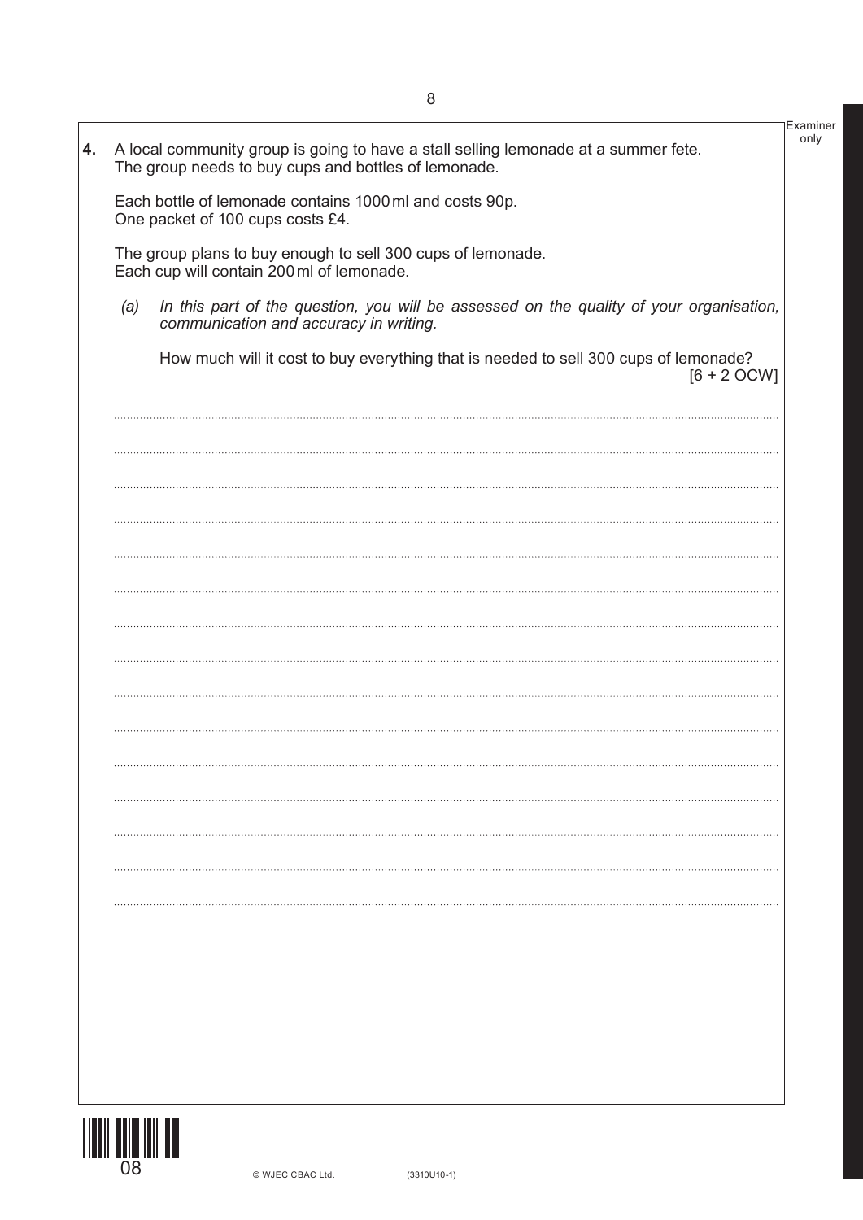**4.** A local community group is going to have a stall selling lemonade at a summer fete. The group needs to buy cups and bottles of lemonade.

Each bottle of lemonade contains 1000 ml and costs 90p.
One packet of 100 cups costs £4.

The group plans to buy enough to sell 300 cups of lemonade.
Each cup will contain 200 ml of lemonade.

(a) *In this part of the question, you will be assessed on the quality of your organisation, communication and accuracy in writing.*

How much will it cost to buy everything that is needed to sell 300 cups of lemonade? [6 + 2 OCW]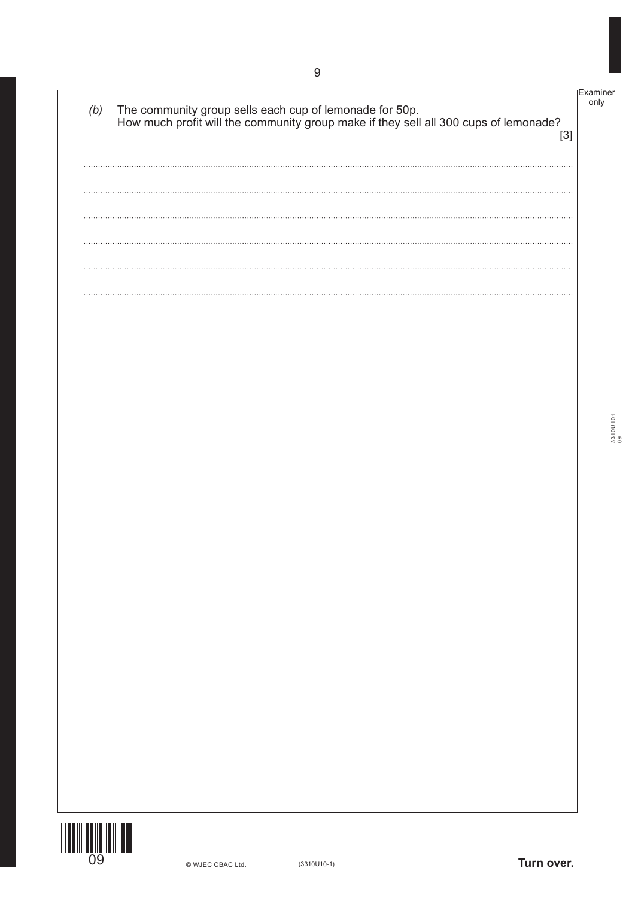(b) The community group sells each cup of lemonade for 50p.
How much profit will the community group make if they sell all 300 cups of lemonade? [3]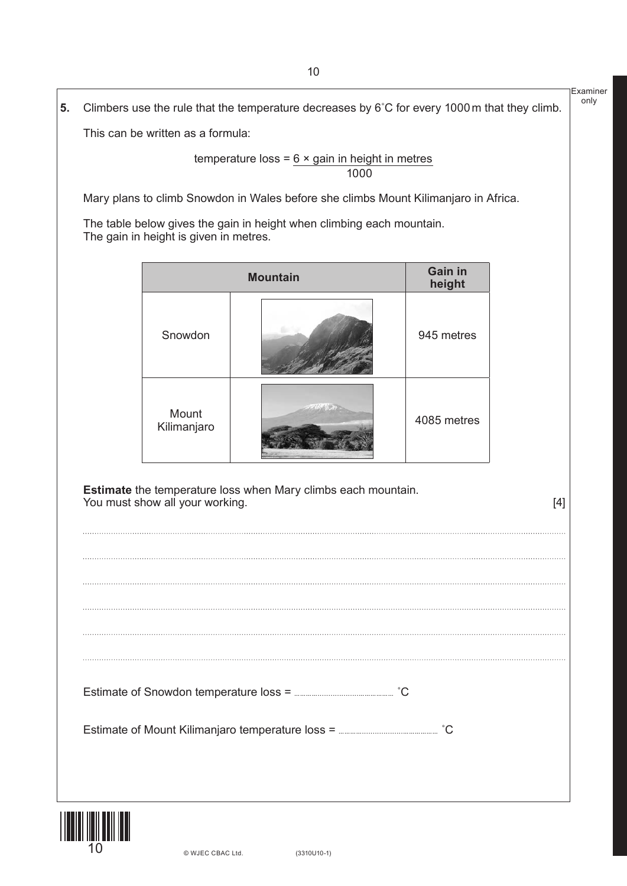**5.** Climbers use the rule that the temperature decreases by 6°C for every 1000 m that they climb.

This can be written as a formula:

$$\text{temperature loss} = \frac{6 \times \text{gain in height in metres}}{1000}$$

Mary plans to climb Snowdon in Wales before she climbs Mount Kilimanjaro in Africa.

The table below gives the gain in height when climbing each mountain.
The gain in height is given in metres.

| Mountain | | Gain in height |
|---|---|---|
| Snowdon | | 945 metres |
| Mount Kilimanjaro | | 4085 metres |

**Estimate** the temperature loss when Mary climbs each mountain.
You must show all your working. [4]

..................................................................................................................................................

..................................................................................................................................................

..................................................................................................................................................

..................................................................................................................................................

..................................................................................................................................................

..................................................................................................................................................

Estimate of Snowdon temperature loss = .................................. °C

Estimate of Mount Kilimanjaro temperature loss = .................................. °C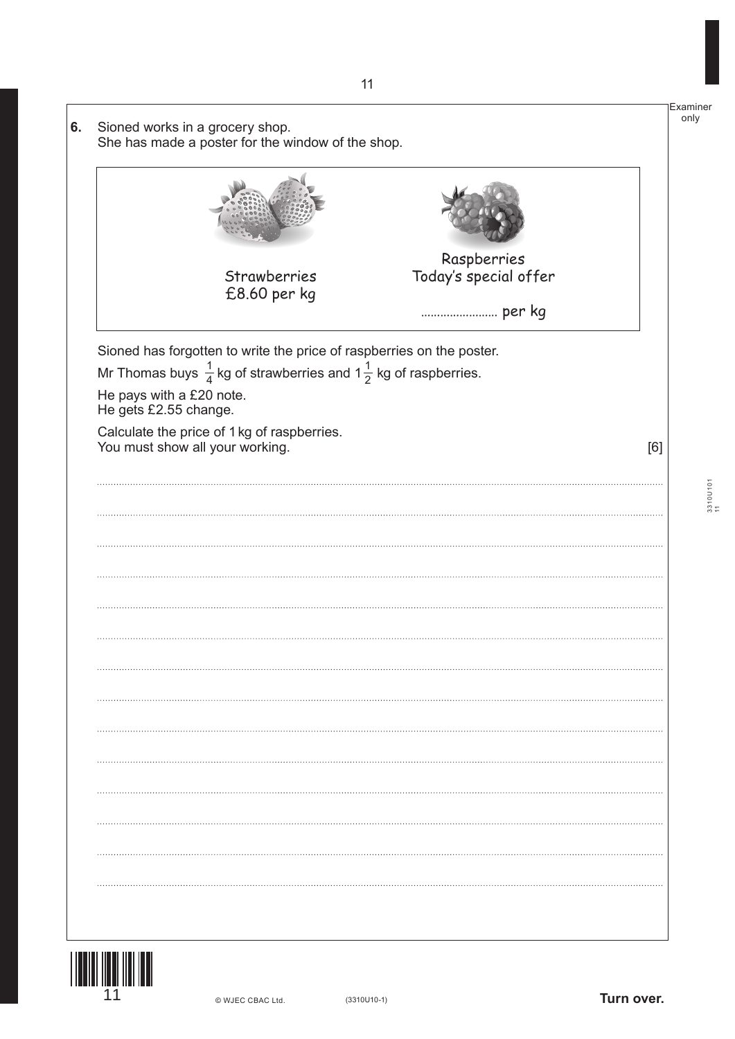**6.** Sioned works in a grocery shop.
She has made a poster for the window of the shop.

Strawberries
£8.60 per kg

Raspberries
Today's special offer

........................ per kg

Sioned has forgotten to write the price of raspberries on the poster.

Mr Thomas buys $\frac{1}{4}$ kg of strawberries and $1\frac{1}{2}$ kg of raspberries.

He pays with a £20 note.
He gets £2.55 change.

Calculate the price of 1 kg of raspberries.
You must show all your working. [6]

..............................................................................................................................................................

..............................................................................................................................................................

..............................................................................................................................................................

..............................................................................................................................................................

..............................................................................................................................................................

..............................................................................................................................................................

..............................................................................................................................................................

..............................................................................................................................................................

..............................................................................................................................................................

..............................................................................................................................................................

..............................................................................................................................................................

..............................................................................................................................................................

..............................................................................................................................................................

..............................................................................................................................................................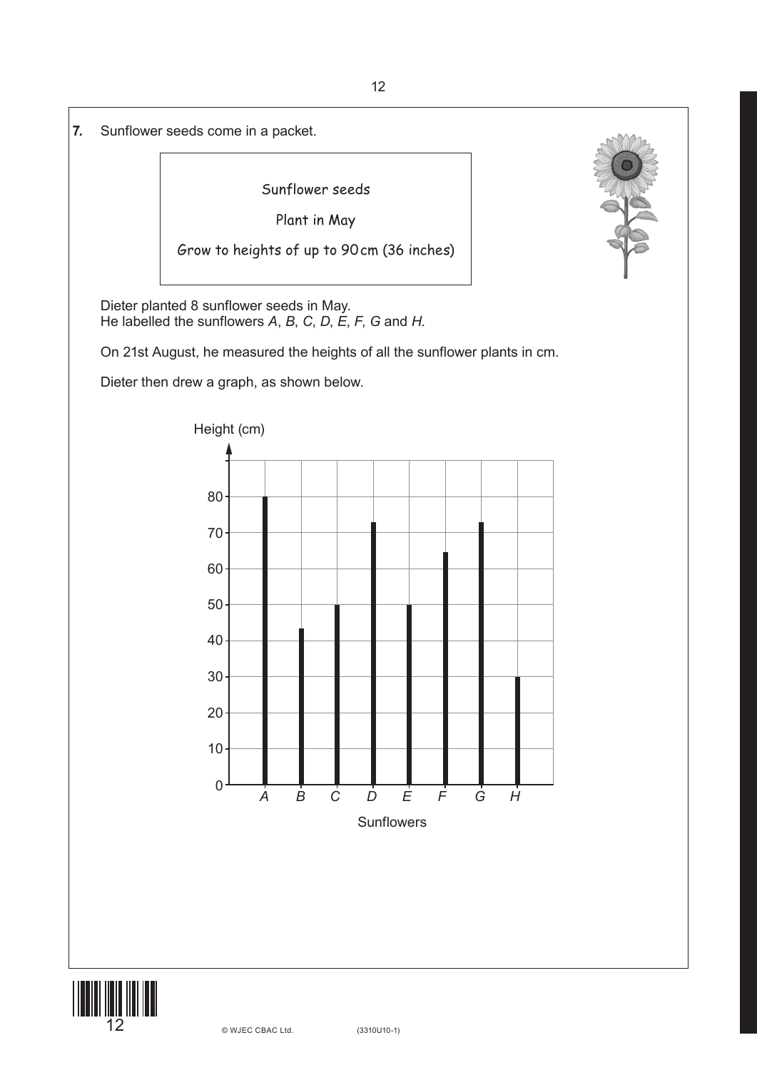**7.** Sunflower seeds come in a packet.

> Sunflower seeds
>
> Plant in May
>
> Grow to heights of up to 90 cm (36 inches)

Dieter planted 8 sunflower seeds in May.
He labelled the sunflowers *A*, *B*, *C*, *D*, *E*, *F*, *G* and *H*.

On 21st August, he measured the heights of all the sunflower plants in cm.

Dieter then drew a graph, as shown below.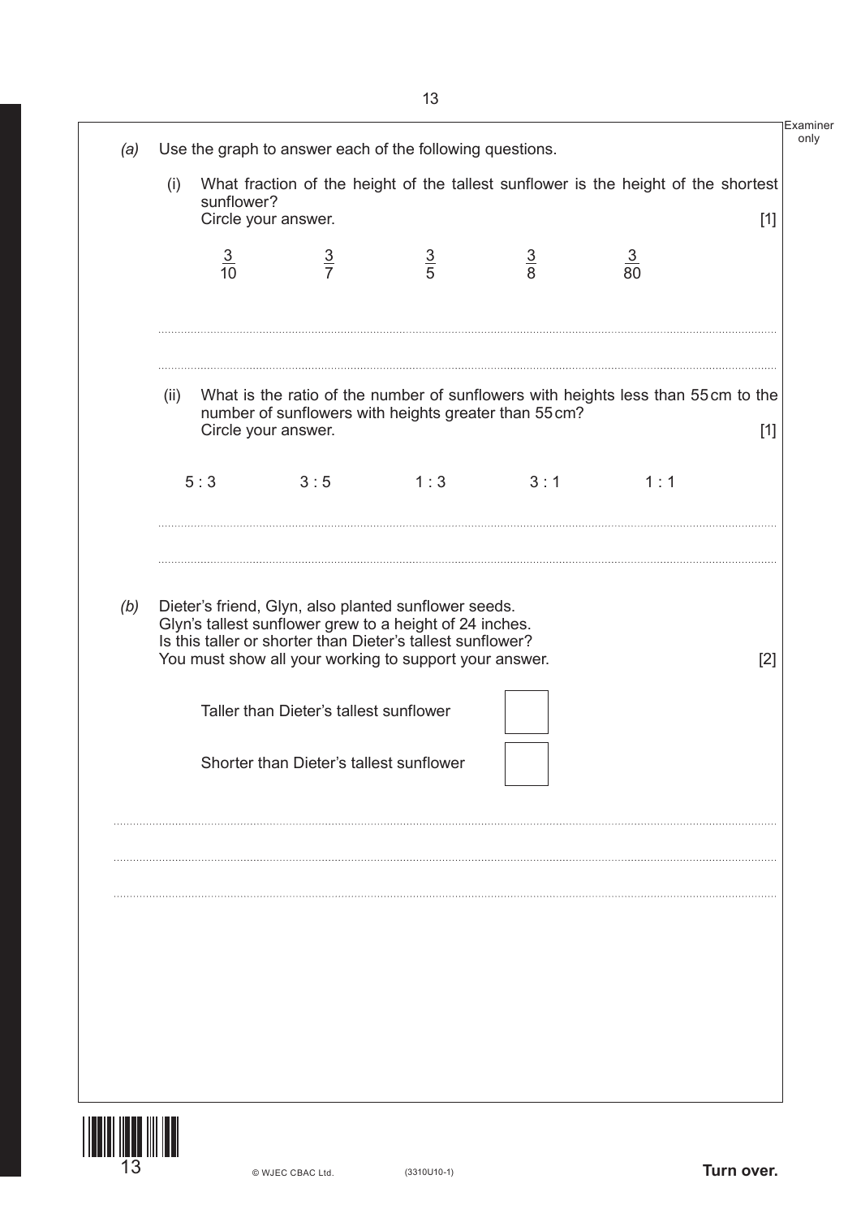*(a)* Use the graph to answer each of the following questions.

(i) What fraction of the height of the tallest sunflower is the height of the shortest sunflower?
Circle your answer. [1]

$\frac{3}{10}$ $\qquad$ $\frac{3}{7}$ $\qquad$ $\frac{3}{5}$ $\qquad$ $\frac{3}{8}$ $\qquad$ $\frac{3}{80}$

..............................................................................................................................................

..............................................................................................................................................

(ii) What is the ratio of the number of sunflowers with heights less than 55 cm to the number of sunflowers with heights greater than 55 cm?
Circle your answer. [1]

5 : 3 $\qquad$ 3 : 5 $\qquad$ 1 : 3 $\qquad$ 3 : 1 $\qquad$ 1 : 1

..............................................................................................................................................

..............................................................................................................................................

*(b)* Dieter's friend, Glyn, also planted sunflower seeds.
Glyn's tallest sunflower grew to a height of 24 inches.
Is this taller or shorter than Dieter's tallest sunflower?
You must show all your working to support your answer. [2]

Taller than Dieter's tallest sunflower ☐

Shorter than Dieter's tallest sunflower ☐

..............................................................................................................................................

..............................................................................................................................................

..............................................................................................................................................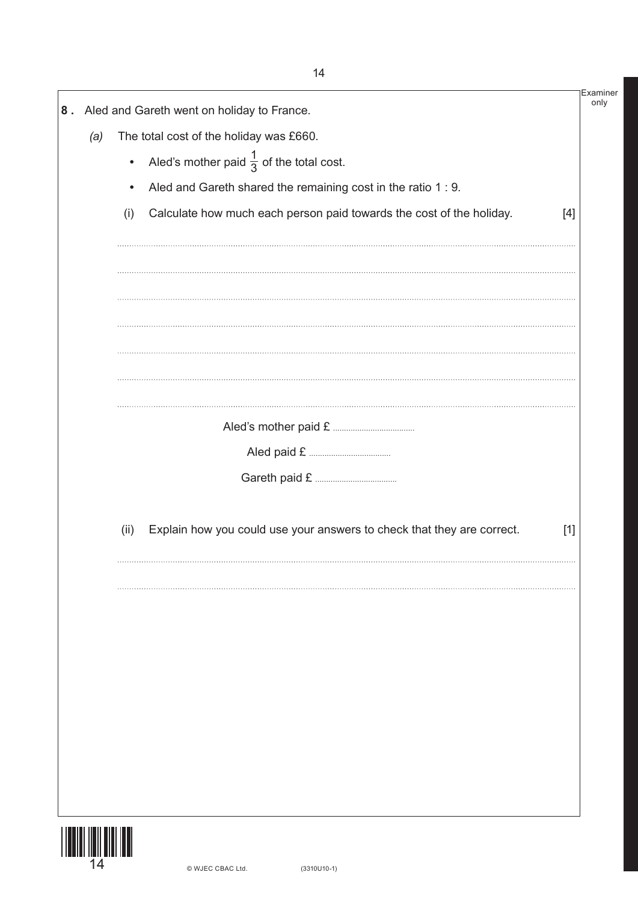**8.** Aled and Gareth went on holiday to France.

*(a)* The total cost of the holiday was £660.

- Aled's mother paid $\frac{1}{3}$ of the total cost.
- Aled and Gareth shared the remaining cost in the ratio 1 : 9.

(i) Calculate how much each person paid towards the cost of the holiday. [4]

Aled's mother paid £ ..............................

Aled paid £ ..............................

Gareth paid £ ..............................

(ii) Explain how you could use your answers to check that they are correct. [1]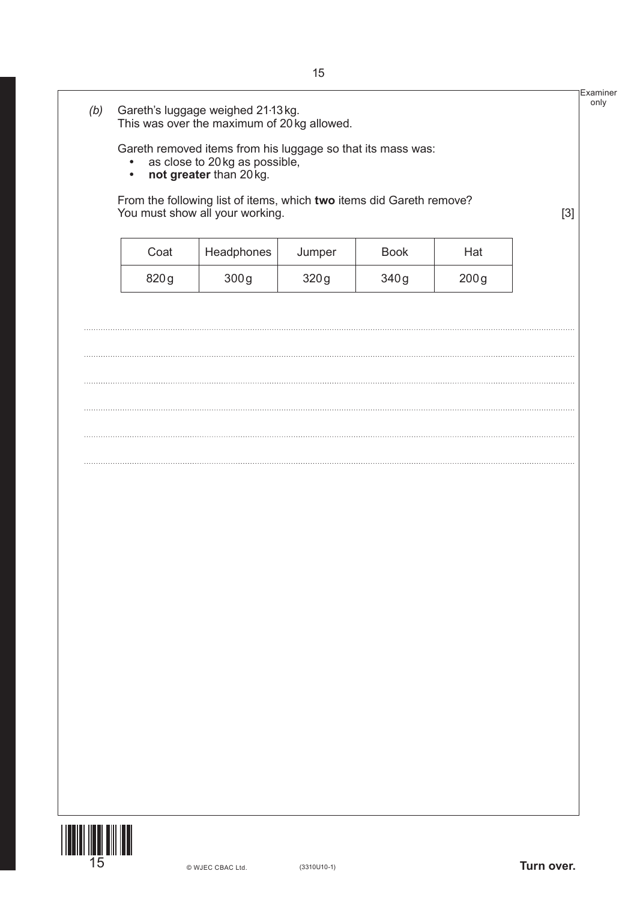*(b)* Gareth's luggage weighed 21·13 kg.
This was over the maximum of 20 kg allowed.

Gareth removed items from his luggage so that its mass was:

- as close to 20 kg as possible,
- **not greater** than 20 kg.

From the following list of items, which **two** items did Gareth remove?
You must show all your working. [3]

| Coat | Headphones | Jumper | Book | Hat |
|---|---|---|---|---|
| 820 g | 300 g | 320 g | 340 g | 200 g |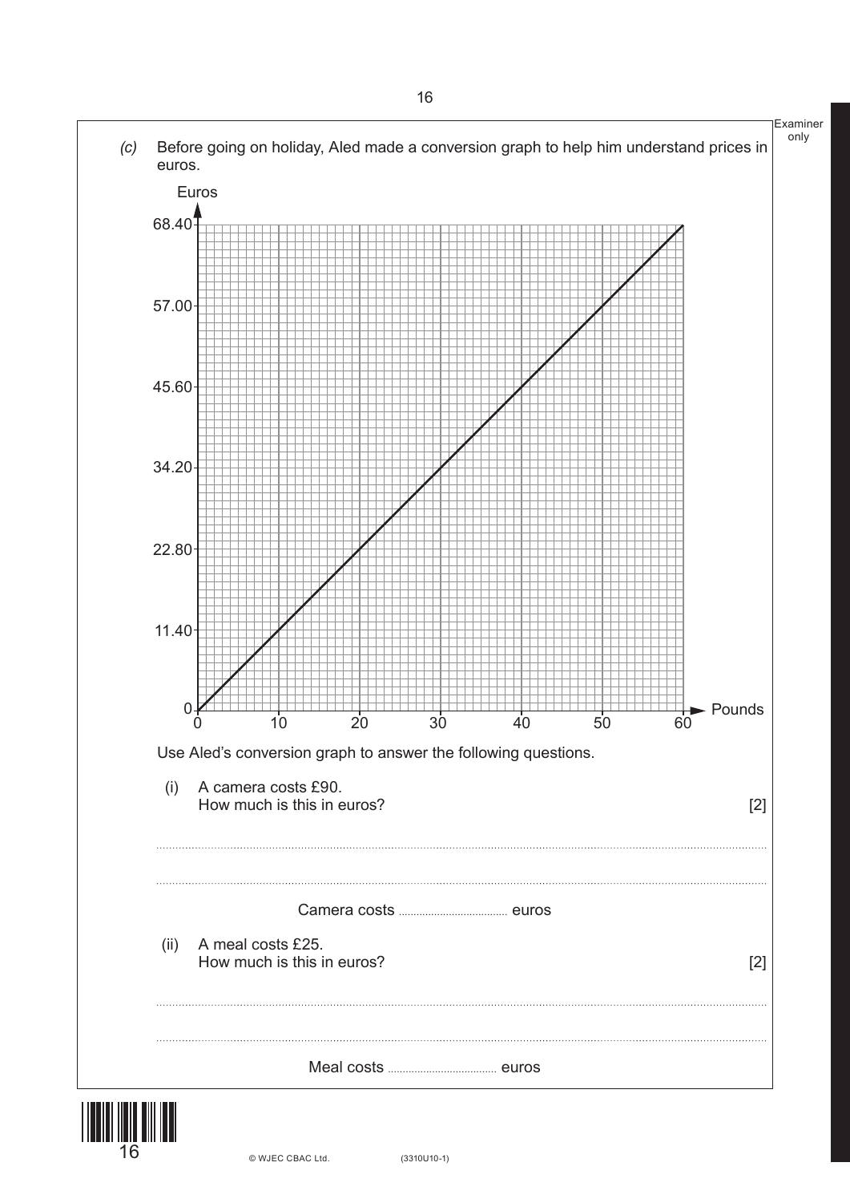(c) Before going on holiday, Aled made a conversion graph to help him understand prices in euros.

Use Aled's conversion graph to answer the following questions.

(i) A camera costs £90.
How much is this in euros? [2]

..............................................................................................................................................

..............................................................................................................................................

Camera costs .................................... euros

(ii) A meal costs £25.
How much is this in euros? [2]

..............................................................................................................................................

..............................................................................................................................................

Meal costs .................................... euros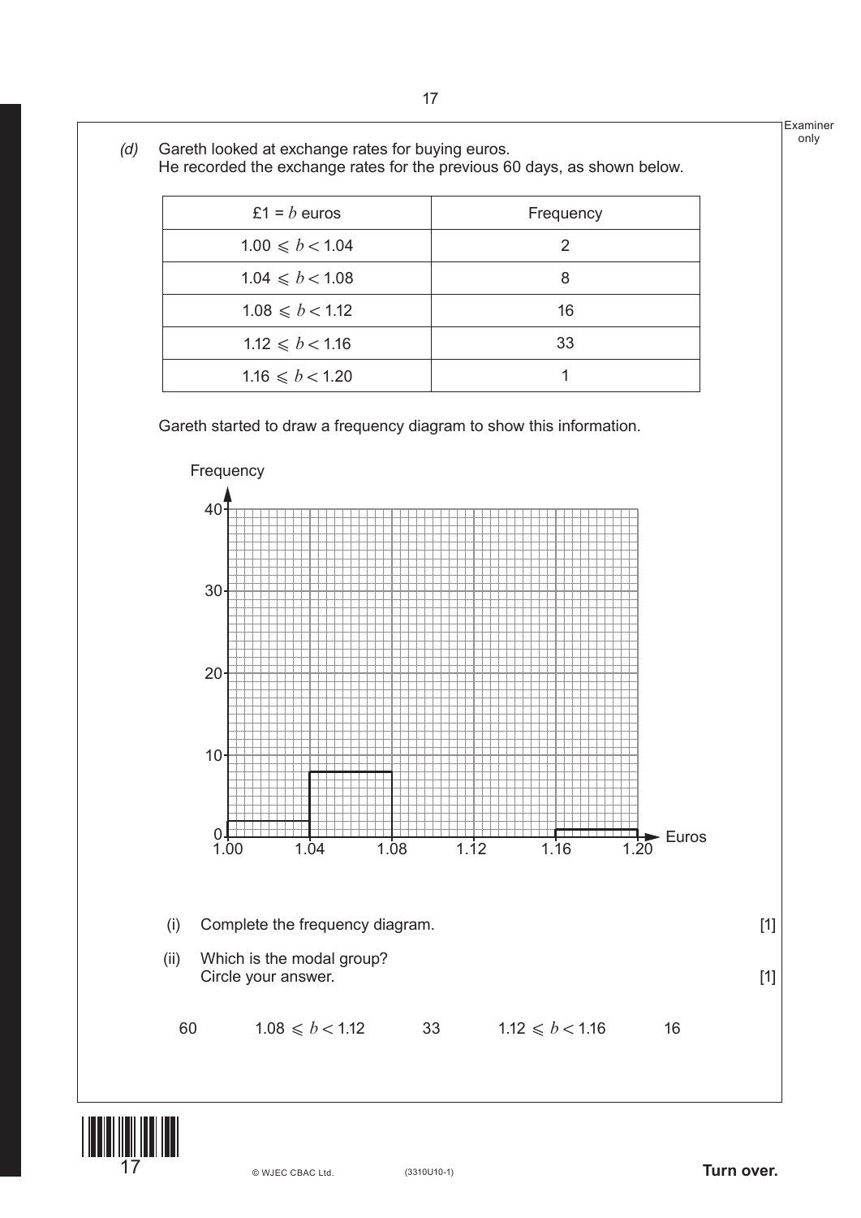*(d)* Gareth looked at exchange rates for buying euros.
He recorded the exchange rates for the previous 60 days, as shown below.

| £1 = $b$ euros | Frequency |
|---|---|
| $1.00 \leqslant b < 1.04$ | 2 |
| $1.04 \leqslant b < 1.08$ | 8 |
| $1.08 \leqslant b < 1.12$ | 16 |
| $1.12 \leqslant b < 1.16$ | 33 |
| $1.16 \leqslant b < 1.20$ | 1 |

Gareth started to draw a frequency diagram to show this information.

(i) Complete the frequency diagram. [1]

(ii) Which is the modal group?
Circle your answer. [1]

60 $\quad 1.08 \leqslant b < 1.12 \quad$ 33 $\quad 1.12 \leqslant b < 1.16 \quad$ 16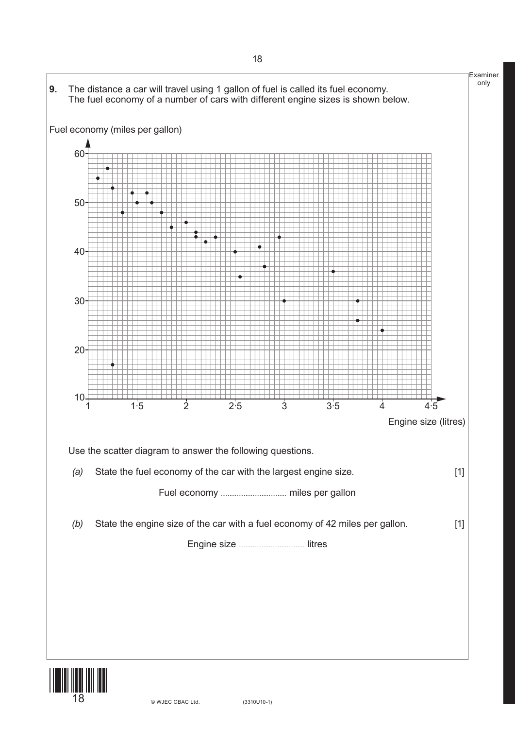**9.** The distance a car will travel using 1 gallon of fuel is called its fuel economy.
The fuel economy of a number of cars with different engine sizes is shown below.

Use the scatter diagram to answer the following questions.

*(a)* State the fuel economy of the car with the largest engine size. [1]

Fuel economy .................................. miles per gallon

*(b)* State the engine size of the car with a fuel economy of 42 miles per gallon. [1]

Engine size .................................. litres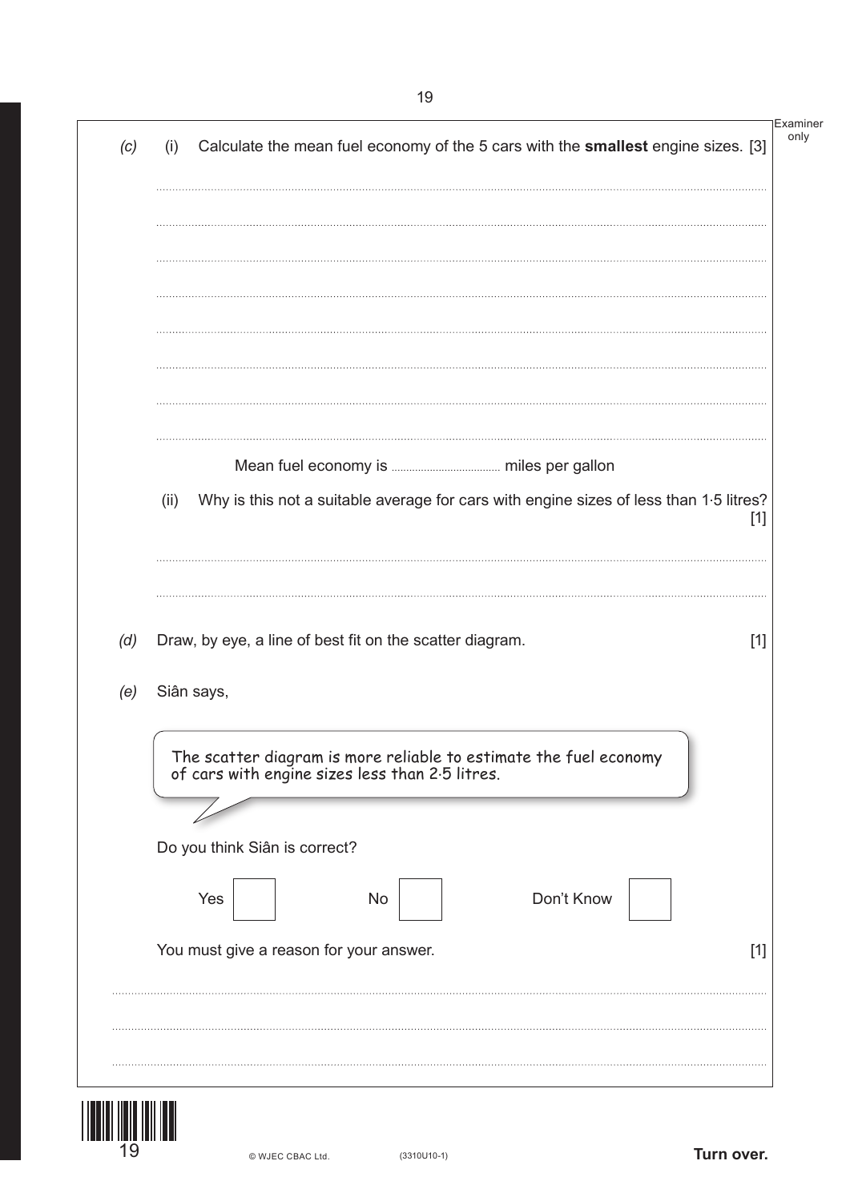*(c)* (i) Calculate the mean fuel economy of the 5 cars with the **smallest** engine sizes. [3]

..............................................................................................................................................

..............................................................................................................................................

..............................................................................................................................................

..............................................................................................................................................

..............................................................................................................................................

..............................................................................................................................................

..............................................................................................................................................

..............................................................................................................................................

Mean fuel economy is .................................... miles per gallon

(ii) Why is this not a suitable average for cars with engine sizes of less than 1·5 litres? [1]

..............................................................................................................................................

..............................................................................................................................................

*(d)* Draw, by eye, a line of best fit on the scatter diagram. [1]

*(e)* Siân says,

> The scatter diagram is more reliable to estimate the fuel economy of cars with engine sizes less than 2·5 litres.

Do you think Siân is correct?

Yes ☐ No ☐ Don't Know ☐

You must give a reason for your answer. [1]

..............................................................................................................................................

..............................................................................................................................................

..............................................................................................................................................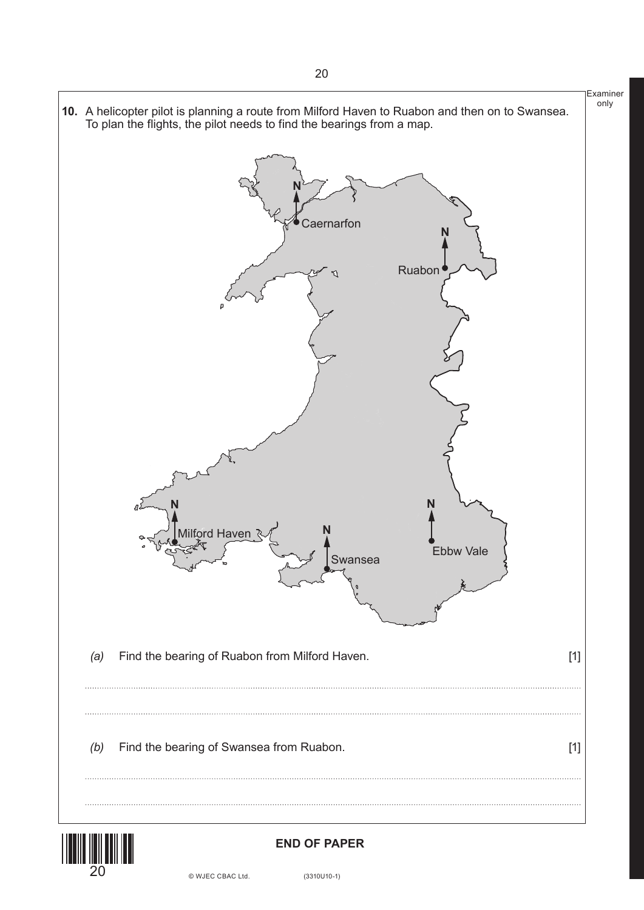**10.** A helicopter pilot is planning a route from Milford Haven to Ruabon and then on to Swansea. To plan the flights, the pilot needs to find the bearings from a map.

*(a)* Find the bearing of Ruabon from Milford Haven. [1]

.............................................................................................................................................

.............................................................................................................................................

*(b)* Find the bearing of Swansea from Ruabon. [1]

.............................................................................................................................................

.............................................................................................................................................

**END OF PAPER**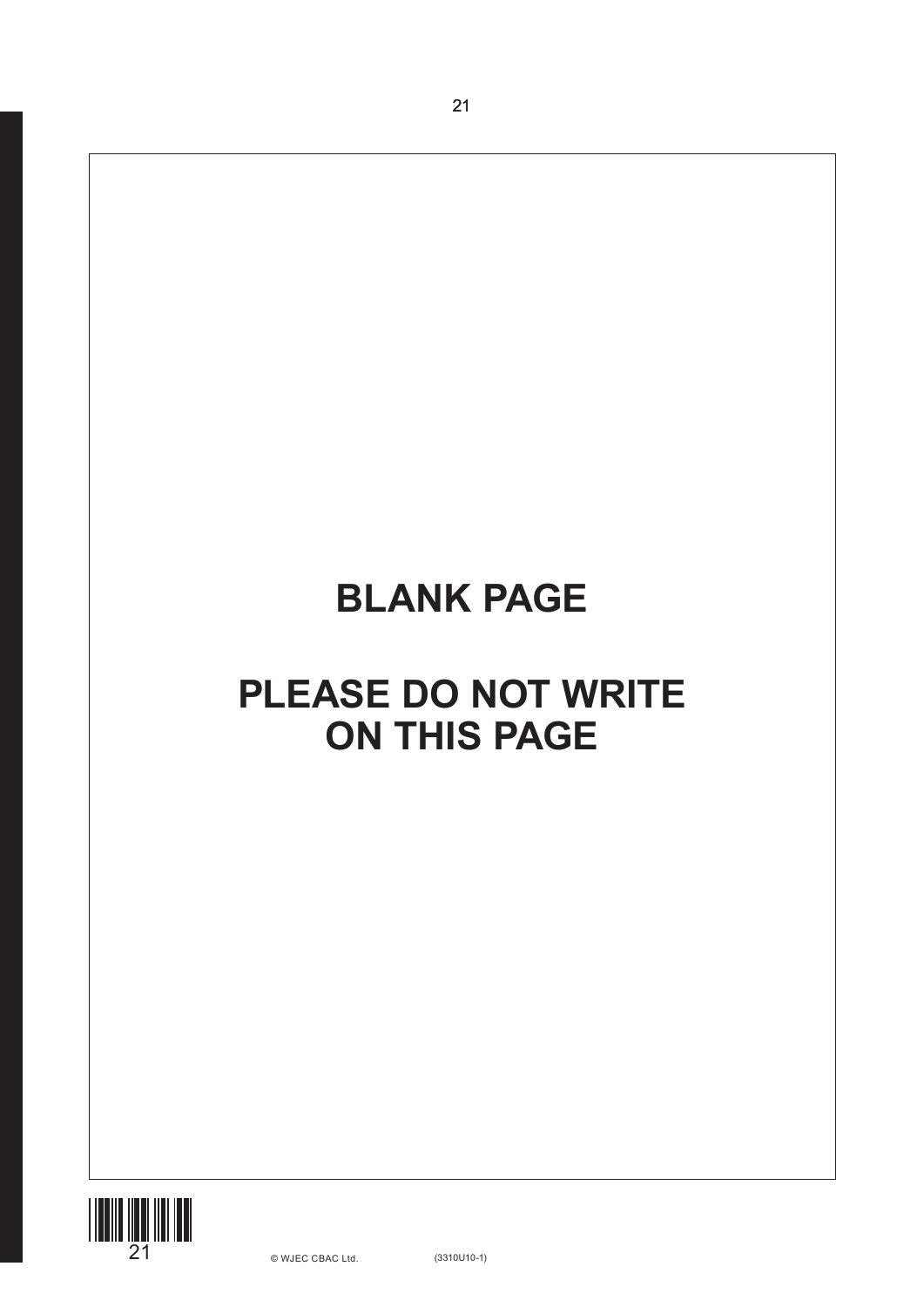**BLANK PAGE**

**PLEASE DO NOT WRITE ON THIS PAGE**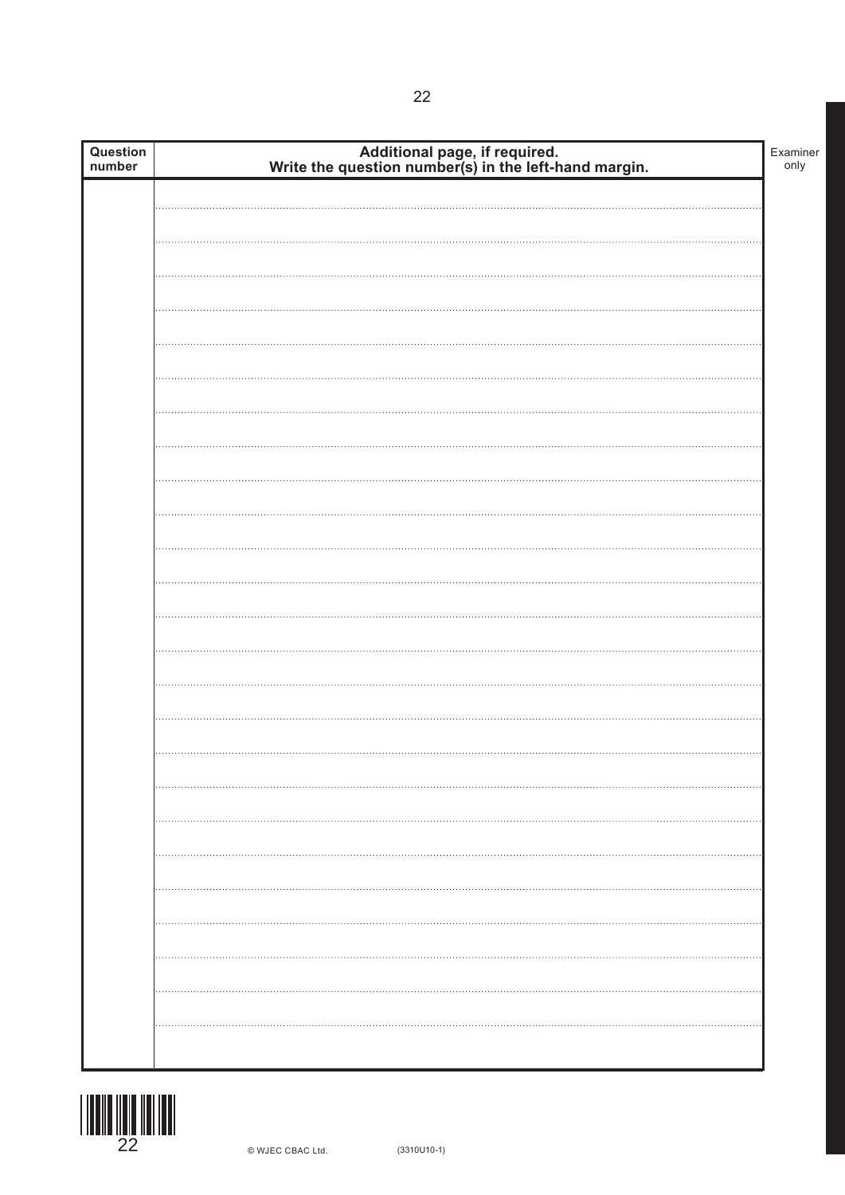| Question number | Additional page, if required. Write the question number(s) in the left-hand margin. | Examiner only |
|---|---|---|
| | | |

© WJEC CBAC Ltd. (3310U10-1)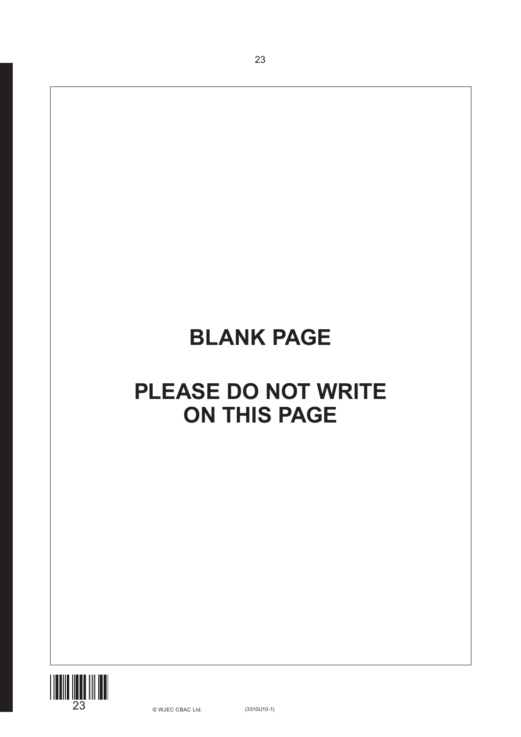**BLANK PAGE**

**PLEASE DO NOT WRITE ON THIS PAGE**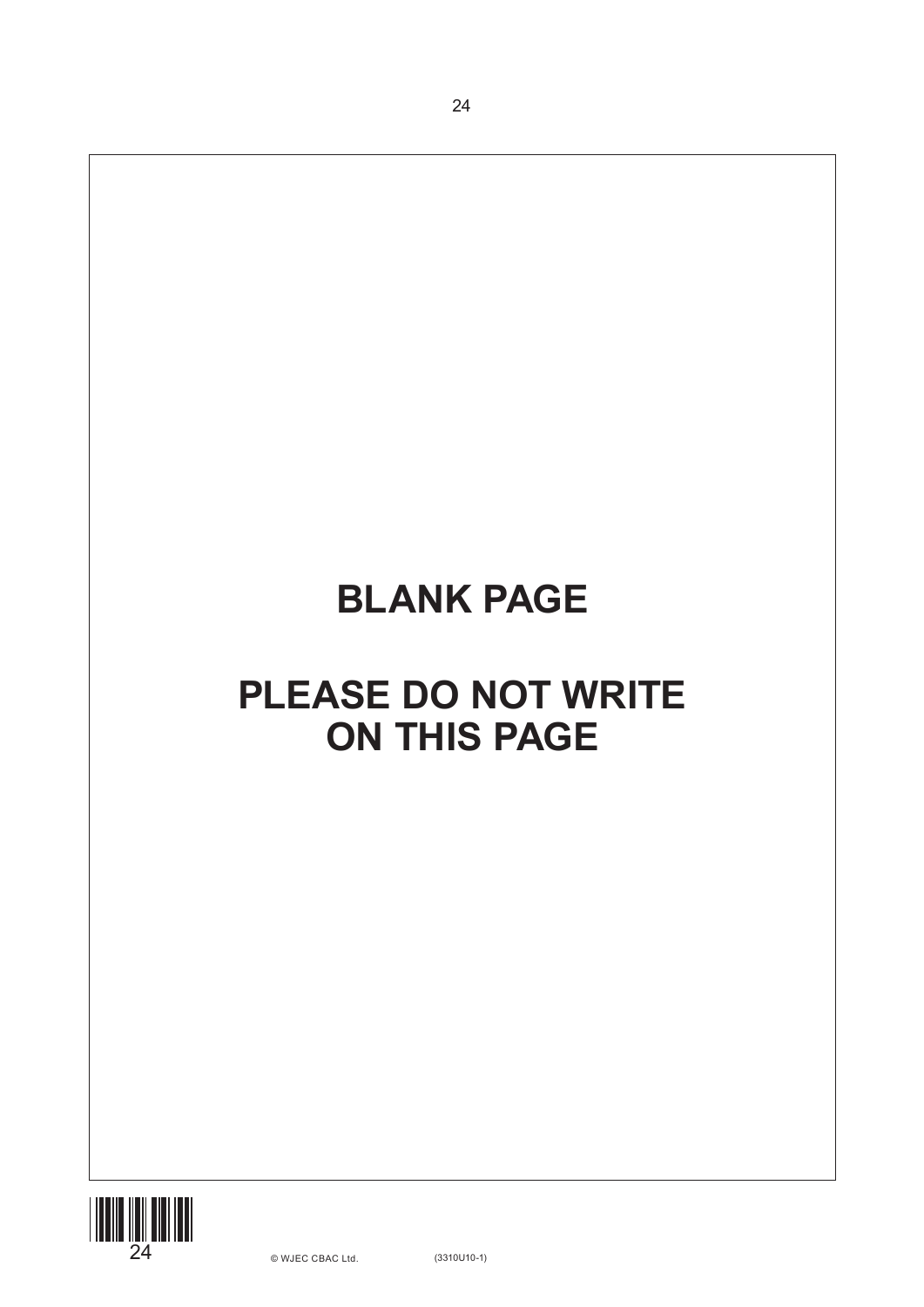**BLANK PAGE**

**PLEASE DO NOT WRITE ON THIS PAGE**